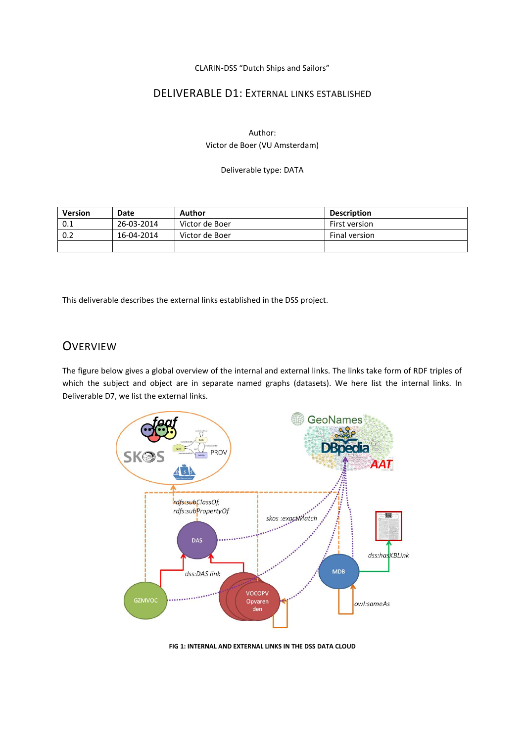CLARIN-DSS "Dutch Ships and Sailors"

# DELIVERABLE D1: EXTERNAL LINKS ESTABLISHED

Author:
Victor de Boer (VU Amsterdam)

Deliverable type: DATA

| Version | Date | Author | Description |
|---|---|---|---|
| 0.1 | 26-03-2014 | Victor de Boer | First version |
| 0.2 | 16-04-2014 | Victor de Boer | Final version |
| | | | |

This deliverable describes the external links established in the DSS project.

## OVERVIEW

The figure below gives a global overview of the internal and external links. The links take form of RDF triples of which the subject and object are in separate named graphs (datasets). We here list the internal links. In Deliverable D7, we list the external links.

FIG 1: INTERNAL AND EXTERNAL LINKS IN THE DSS DATA CLOUD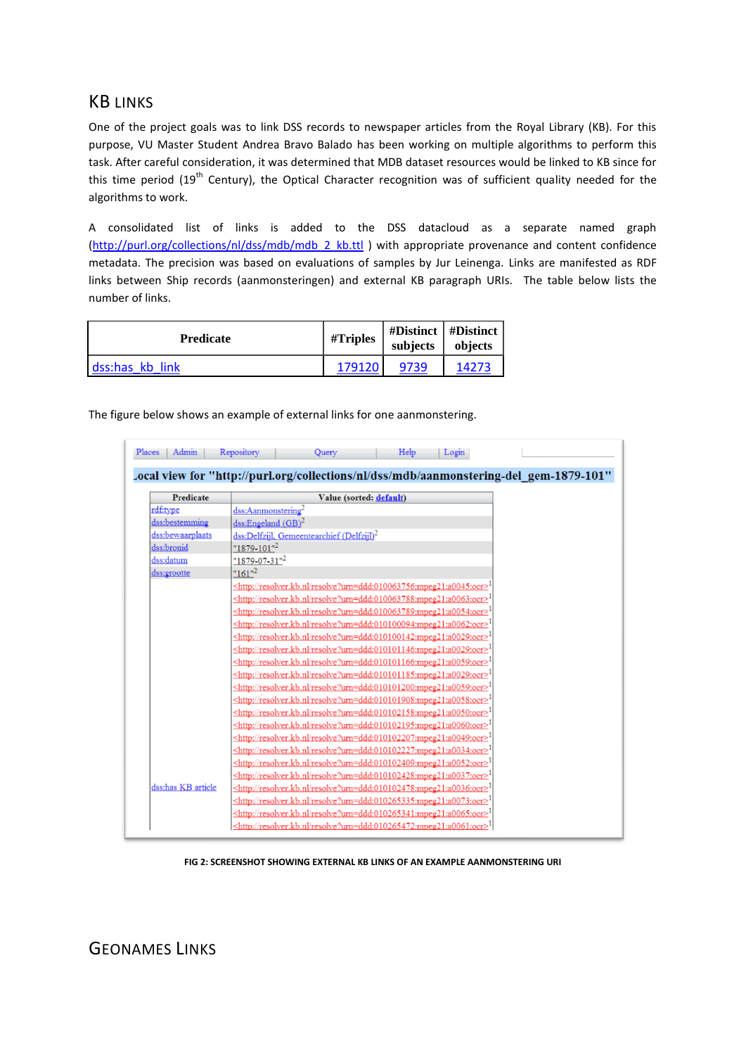## KB LINKS

One of the project goals was to link DSS records to newspaper articles from the Royal Library (KB). For this purpose, VU Master Student Andrea Bravo Balado has been working on multiple algorithms to perform this task. After careful consideration, it was determined that MDB dataset resources would be linked to KB since for this time period (19th Century), the Optical Character recognition was of sufficient quality needed for the algorithms to work.

A consolidated list of links is added to the DSS datacloud as a separate named graph (http://purl.org/collections/nl/dss/mdb/mdb_2_kb.ttl ) with appropriate provenance and content confidence metadata. The precision was based on evaluations of samples by Jur Leinenga. Links are manifested as RDF links between Ship records (aanmonsteringen) and external KB paragraph URIs. The table below lists the number of links.

| Predicate | #Triples | #Distinct subjects | #Distinct objects |
|---|---|---|---|
| dss:has_kb_link | 179120 | 9739 | 14273 |

The figure below shows an example of external links for one aanmonstering.

FIG 2: SCREENSHOT SHOWING EXTERNAL KB LINKS OF AN EXAMPLE AANMONSTERING URI

## GEONAMES LINKS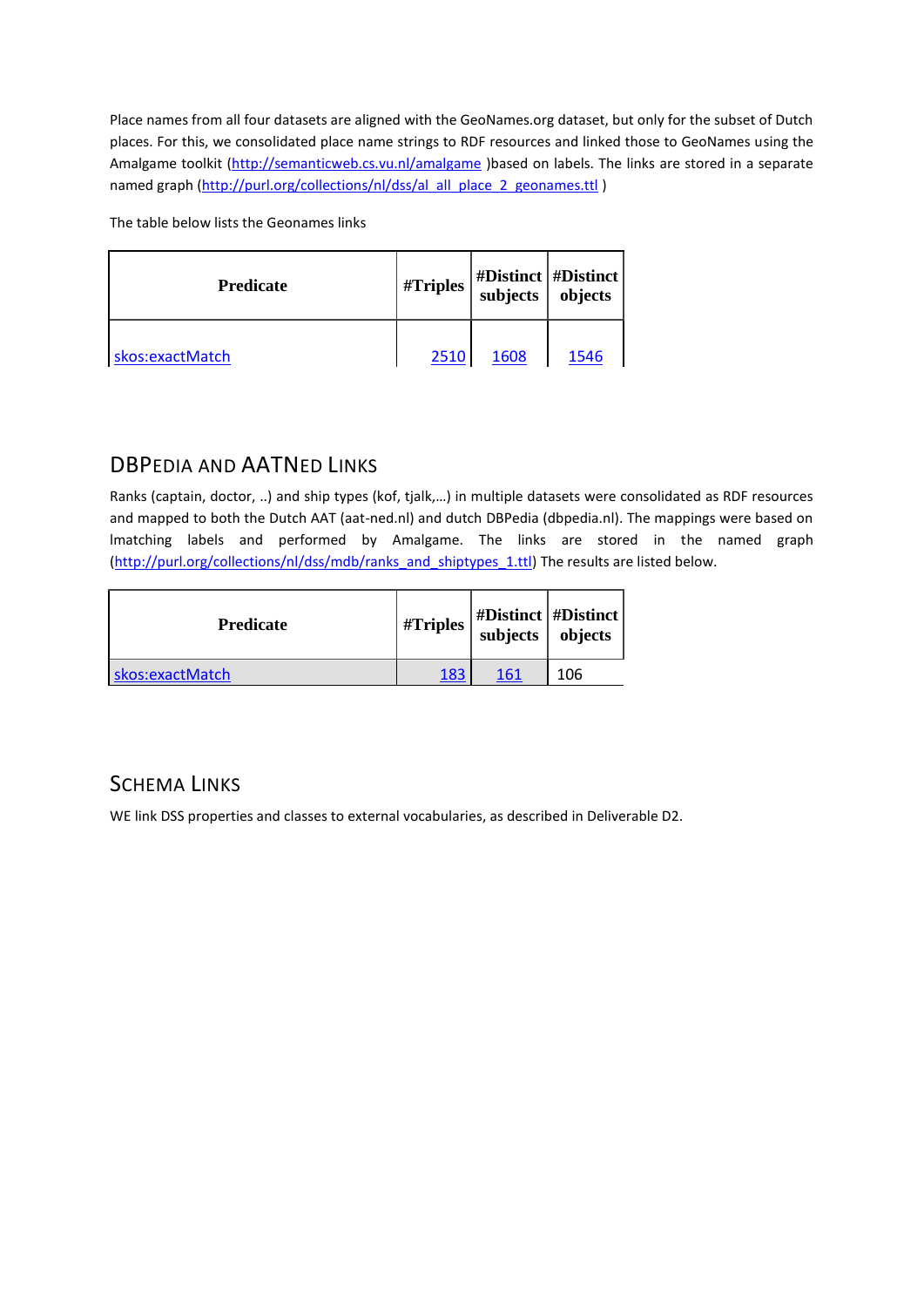Place names from all four datasets are aligned with the GeoNames.org dataset, but only for the subset of Dutch places. For this, we consolidated place name strings to RDF resources and linked those to GeoNames using the Amalgame toolkit (http://semanticweb.cs.vu.nl/amalgame )based on labels. The links are stored in a separate named graph (http://purl.org/collections/nl/dss/al_all_place_2_geonames.ttl )

The table below lists the Geonames links

| Predicate | #Triples | #Distinct subjects | #Distinct objects |
|---|---|---|---|
| skos:exactMatch | 2510 | 1608 | 1546 |

## DBPEDIA AND AATNED LINKS

Ranks (captain, doctor, ..) and ship types (kof, tjalk,…) in multiple datasets were consolidated as RDF resources and mapped to both the Dutch AAT (aat-ned.nl) and dutch DBPedia (dbpedia.nl). The mappings were based on lmatching labels and performed by Amalgame. The links are stored in the named graph (http://purl.org/collections/nl/dss/mdb/ranks_and_shiptypes_1.ttl) The results are listed below.

| Predicate | #Triples | #Distinct subjects | #Distinct objects |
|---|---|---|---|
| skos:exactMatch | 183 | 161 | 106 |

## SCHEMA LINKS

WE link DSS properties and classes to external vocabularies, as described in Deliverable D2.